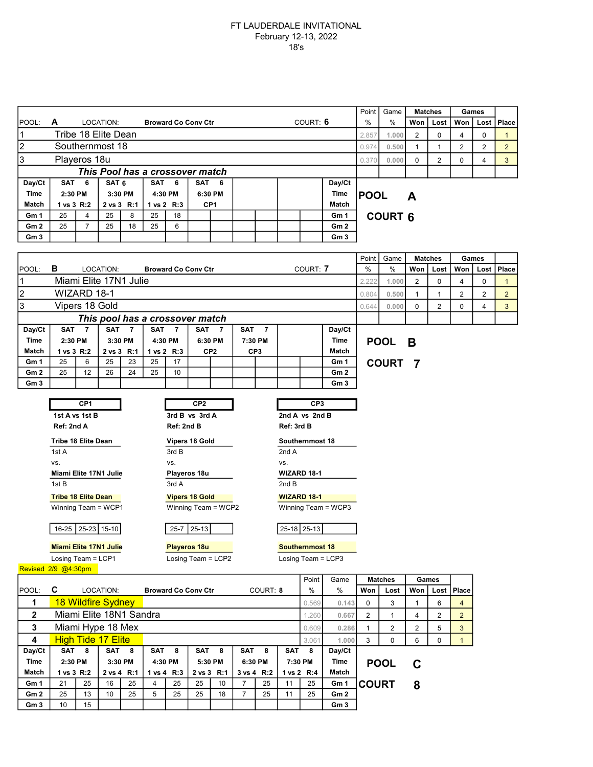# FT LAUDERDALE INVITATIONAL

February 12-13, 2022

18's

| POOL: **A** | LOCATION: **Broward Co Conv Ctr** | COURT: **6** | Point % | Game % | Matches Won | Matches Lost | Games Won | Games Lost | Place |
|---|---|---|---|---|---|---|---|---|---|
| 1 | Tribe 18 Elite Dean | | 2.857 | 1.000 | 2 | 0 | 4 | 0 | 1 |
| 2 | Southernmost 18 | | 0.974 | 0.500 | 1 | 1 | 2 | 2 | 2 |
| 3 | Playeros 18u | | 0.370 | 0.000 | 0 | 2 | 0 | 4 | 3 |

***This Pool has a crossover match***

| Day/Ct | SAT 6 | | SAT 6 | | SAT 6 | | SAT 6 | | | | | | Day/Ct |
|---|---|---|---|---|---|---|---|---|---|---|---|---|---|
| Time | 2:30 PM | | 3:30 PM | | 4:30 PM | | 6:30 PM | | | | | | Time |
| Match | 1 vs 3 R:2 | | 2 vs 3 R:1 | | 1 vs 2 R:3 | | CP1 | | | | | | Match |
| Gm 1 | 25 | 4 | 25 | 8 | 25 | 18 | | | | | | | Gm 1 |
| Gm 2 | 25 | 7 | 25 | 18 | 25 | 6 | | | | | | | Gm 2 |
| Gm 3 | | | | | | | | | | | | | Gm 3 |

**POOL A**

**COURT 6**

| POOL: **B** | LOCATION: **Broward Co Conv Ctr** | COURT: **7** | Point % | Game % | Matches Won | Matches Lost | Games Won | Games Lost | Place |
|---|---|---|---|---|---|---|---|---|---|
| 1 | Miami Elite 17N1 Julie | | 2.222 | 1.000 | 2 | 0 | 4 | 0 | 1 |
| 2 | WIZARD 18-1 | | 0.804 | 0.500 | 1 | 1 | 2 | 2 | 2 |
| 3 | Vipers 18 Gold | | 0.644 | 0.000 | 0 | 2 | 0 | 4 | 3 |

***This pool has a crossover match***

| Day/Ct | SAT 7 | | SAT 7 | | SAT 7 | | SAT 7 | | SAT 7 | | | | Day/Ct |
|---|---|---|---|---|---|---|---|---|---|---|---|---|---|
| Time | 2:30 PM | | 3:30 PM | | 4:30 PM | | 6:30 PM | | 7:30 PM | | | | Time |
| Match | 1 vs 3 R:2 | | 2 vs 3 R:1 | | 1 vs 2 R:3 | | CP2 | | CP3 | | | | Match |
| Gm 1 | 25 | 6 | 25 | 23 | 25 | 17 | | | | | | | Gm 1 |
| Gm 2 | 25 | 12 | 26 | 24 | 25 | 10 | | | | | | | Gm 2 |
| Gm 3 | | | | | | | | | | | | | Gm 3 |

**POOL B**

**COURT 7**

| CP1 | CP2 | CP3 |
|---|---|---|
| **1st A vs 1st B** | **3rd B vs 3rd A** | **2nd A vs 2nd B** |
| **Ref: 2nd A** | **Ref: 2nd B** | **Ref: 3rd B** |
| **Tribe 18 Elite Dean** | **Vipers 18 Gold** | **Southernmost 18** |
| 1st A | 3rd B | 2nd A |
| vs. | vs. | vs. |
| **Miami Elite 17N1 Julie** | **Playeros 18u** | **WIZARD 18-1** |
| 1st B | 3rd A | 2nd B |
| **Tribe 18 Elite Dean** | **Vipers 18 Gold** | **WIZARD 18-1** |
| Winning Team = WCP1 | Winning Team = WCP2 | Winning Team = WCP3 |
| 16-25 / 25-23 / 15-10 | 25-7 / 25-13 | 25-18 / 25-13 |
| **Miami Elite 17N1 Julie** | **Playeros 18u** | **Southernmost 18** |
| Losing Team = LCP1 | Losing Team = LCP2 | Losing Team = LCP3 |

Revised 2/9 @4:30pm

| POOL: **C** | LOCATION: **Broward Co Conv Ctr** | COURT: **8** | Point % | Game % | Matches Won | Matches Lost | Games Won | Games Lost | Place |
|---|---|---|---|---|---|---|---|---|---|
| 1 | 18 Wildfire Sydney | | 0.569 | 0.143 | 0 | 3 | 1 | 6 | 4 |
| 2 | Miami Elite 18N1 Sandra | | 1.260 | 0.667 | 2 | 1 | 4 | 2 | 2 |
| 3 | Miami Hype 18 Mex | | 0.609 | 0.286 | 1 | 2 | 2 | 5 | 3 |
| 4 | High Tide 17 Elite | | 3.061 | 1.000 | 3 | 0 | 6 | 0 | 1 |

| Day/Ct | SAT 8 | | SAT 8 | | SAT 8 | | SAT 8 | | SAT 8 | | SAT 8 | | Day/Ct |
|---|---|---|---|---|---|---|---|---|---|---|---|---|---|
| Time | 2:30 PM | | 3:30 PM | | 4:30 PM | | 5:30 PM | | 6:30 PM | | 7:30 PM | | Time |
| Match | 1 vs 3 R:2 | | 2 vs 4 R:1 | | 1 vs 4 R:3 | | 2 vs 3 R:1 | | 3 vs 4 R:2 | | 1 vs 2 R:4 | | Match |
| Gm 1 | 21 | 25 | 16 | 25 | 4 | 25 | 25 | 10 | 7 | 25 | 11 | 25 | Gm 1 |
| Gm 2 | 25 | 13 | 10 | 25 | 5 | 25 | 25 | 18 | 7 | 25 | 11 | 25 | Gm 2 |
| Gm 3 | 10 | 15 | | | | | | | | | | | Gm 3 |

**POOL C**

**COURT 8**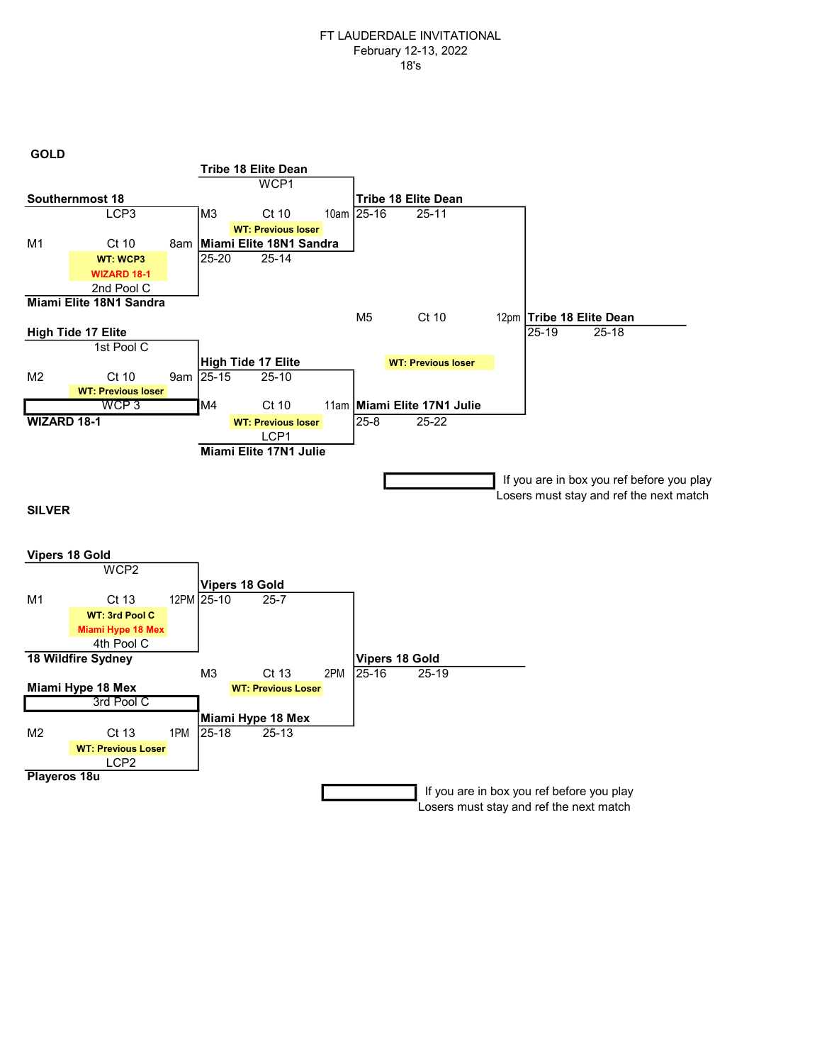FT LAUDERDALE INVITATIONAL
February 12-13, 2022
18's

## GOLD

Southernmost 18
LCP3

M1 Ct 10 8am
WT: WCP3
WIZARD 18-1
2nd Pool C

Miami Elite 18N1 Sandra

Tribe 18 Elite Dean
WCP1

M3 Ct 10 10am
WT: Previous loser

Miami Elite 18N1 Sandra
25-20 25-14

High Tide 17 Elite
1st Pool C

M2 Ct 10 9am
WT: Previous loser
WCP 3

WIZARD 18-1

High Tide 17 Elite
25-15 25-10

M4 Ct 10 11am
WT: Previous loser
LCP1

Miami Elite 17N1 Julie

Tribe 18 Elite Dean
25-16 25-11

M5 Ct 10 12pm
WT: Previous loser

Miami Elite 17N1 Julie
25-8 25-22

Tribe 18 Elite Dean
25-19 25-18

If you are in box you ref before you play
Losers must stay and ref the next match

## SILVER

Vipers 18 Gold
WCP2

M1 Ct 13 12PM
WT: 3rd Pool C
Miami Hype 18 Mex
4th Pool C

18 Wildfire Sydney

Vipers 18 Gold
25-10 25-7

M3 Ct 13 2PM
WT: Previous Loser

Miami Hype 18 Mex
3rd Pool C

M2 Ct 13 1PM
WT: Previous Loser
LCP2

Playeros 18u

Miami Hype 18 Mex
25-18 25-13

Vipers 18 Gold
25-16 25-19

If you are in box you ref before you play
Losers must stay and ref the next match